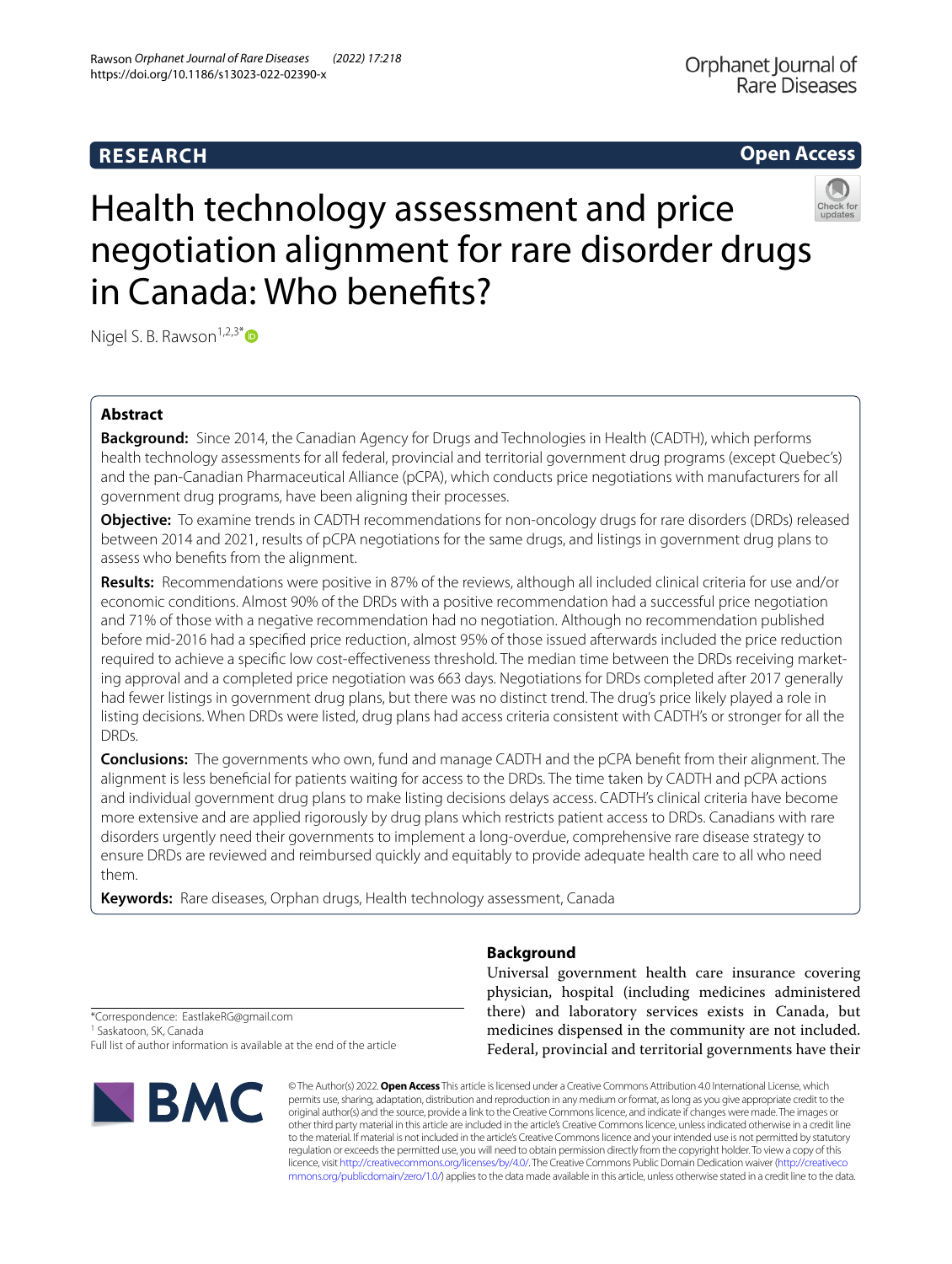RESEARCH

Open Access

# Health technology assessment and price negotiation alignment for rare disorder drugs in Canada: Who benefits?

Nigel S. B. Rawson[1,2,3*]

## Abstract

**Background:** Since 2014, the Canadian Agency for Drugs and Technologies in Health (CADTH), which performs health technology assessments for all federal, provincial and territorial government drug programs (except Quebec's) and the pan-Canadian Pharmaceutical Alliance (pCPA), which conducts price negotiations with manufacturers for all government drug programs, have been aligning their processes.

**Objective:** To examine trends in CADTH recommendations for non-oncology drugs for rare disorders (DRDs) released between 2014 and 2021, results of pCPA negotiations for the same drugs, and listings in government drug plans to assess who benefits from the alignment.

**Results:** Recommendations were positive in 87% of the reviews, although all included clinical criteria for use and/or economic conditions. Almost 90% of the DRDs with a positive recommendation had a successful price negotiation and 71% of those with a negative recommendation had no negotiation. Although no recommendation published before mid-2016 had a specified price reduction, almost 95% of those issued afterwards included the price reduction required to achieve a specific low cost-effectiveness threshold. The median time between the DRDs receiving marketing approval and a completed price negotiation was 663 days. Negotiations for DRDs completed after 2017 generally had fewer listings in government drug plans, but there was no distinct trend. The drug's price likely played a role in listing decisions. When DRDs were listed, drug plans had access criteria consistent with CADTH's or stronger for all the DRDs.

**Conclusions:** The governments who own, fund and manage CADTH and the pCPA benefit from their alignment. The alignment is less beneficial for patients waiting for access to the DRDs. The time taken by CADTH and pCPA actions and individual government drug plans to make listing decisions delays access. CADTH's clinical criteria have become more extensive and are applied rigorously by drug plans which restricts patient access to DRDs. Canadians with rare disorders urgently need their governments to implement a long-overdue, comprehensive rare disease strategy to ensure DRDs are reviewed and reimbursed quickly and equitably to provide adequate health care to all who need them.

**Keywords:** Rare diseases, Orphan drugs, Health technology assessment, Canada

## Background

Universal government health care insurance covering physician, hospital (including medicines administered there) and laboratory services exists in Canada, but medicines dispensed in the community are not included. Federal, provincial and territorial governments have their

*Correspondence: EastlakeRG@gmail.com
[1] Saskatoon, SK, Canada
Full list of author information is available at the end of the article

© The Author(s) 2022. **Open Access** This article is licensed under a Creative Commons Attribution 4.0 International License, which permits use, sharing, adaptation, distribution and reproduction in any medium or format, as long as you give appropriate credit to the original author(s) and the source, provide a link to the Creative Commons licence, and indicate if changes were made. The images or other third party material in this article are included in the article's Creative Commons licence, unless indicated otherwise in a credit line to the material. If material is not included in the article's Creative Commons licence and your intended use is not permitted by statutory regulation or exceeds the permitted use, you will need to obtain permission directly from the copyright holder. To view a copy of this licence, visit http://creativecommons.org/licenses/by/4.0/. The Creative Commons Public Domain Dedication waiver (http://creativecommons.org/publicdomain/zero/1.0/) applies to the data made available in this article, unless otherwise stated in a credit line to the data.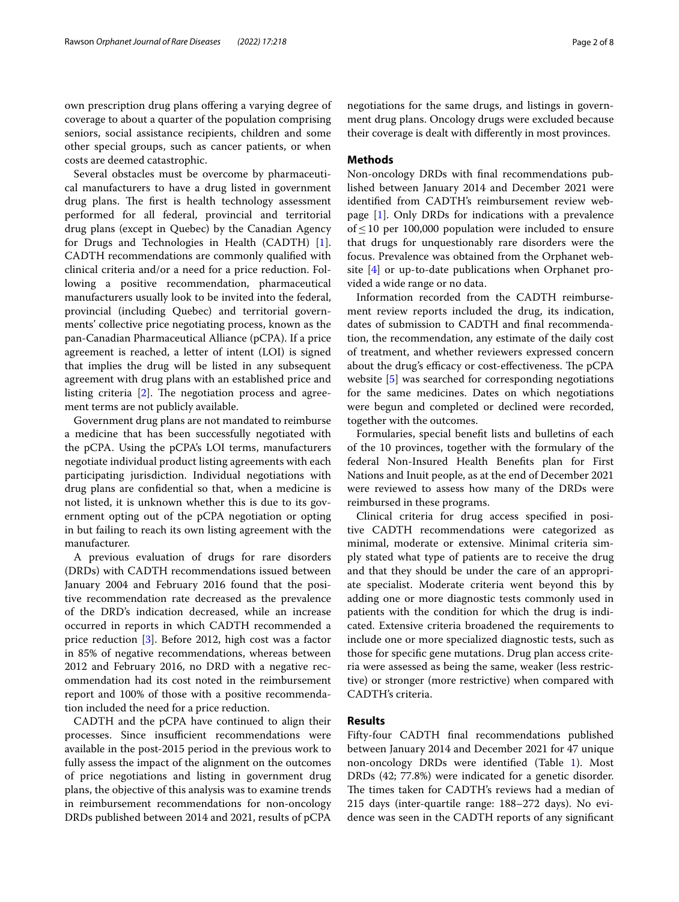own prescription drug plans offering a varying degree of coverage to about a quarter of the population comprising seniors, social assistance recipients, children and some other special groups, such as cancer patients, or when costs are deemed catastrophic.

Several obstacles must be overcome by pharmaceutical manufacturers to have a drug listed in government drug plans. The first is health technology assessment performed for all federal, provincial and territorial drug plans (except in Quebec) by the Canadian Agency for Drugs and Technologies in Health (CADTH) [1]. CADTH recommendations are commonly qualified with clinical criteria and/or a need for a price reduction. Following a positive recommendation, pharmaceutical manufacturers usually look to be invited into the federal, provincial (including Quebec) and territorial governments' collective price negotiating process, known as the pan-Canadian Pharmaceutical Alliance (pCPA). If a price agreement is reached, a letter of intent (LOI) is signed that implies the drug will be listed in any subsequent agreement with drug plans with an established price and listing criteria [2]. The negotiation process and agreement terms are not publicly available.

Government drug plans are not mandated to reimburse a medicine that has been successfully negotiated with the pCPA. Using the pCPA's LOI terms, manufacturers negotiate individual product listing agreements with each participating jurisdiction. Individual negotiations with drug plans are confidential so that, when a medicine is not listed, it is unknown whether this is due to its government opting out of the pCPA negotiation or opting in but failing to reach its own listing agreement with the manufacturer.

A previous evaluation of drugs for rare disorders (DRDs) with CADTH recommendations issued between January 2004 and February 2016 found that the positive recommendation rate decreased as the prevalence of the DRD's indication decreased, while an increase occurred in reports in which CADTH recommended a price reduction [3]. Before 2012, high cost was a factor in 85% of negative recommendations, whereas between 2012 and February 2016, no DRD with a negative recommendation had its cost noted in the reimbursement report and 100% of those with a positive recommendation included the need for a price reduction.

CADTH and the pCPA have continued to align their processes. Since insufficient recommendations were available in the post-2015 period in the previous work to fully assess the impact of the alignment on the outcomes of price negotiations and listing in government drug plans, the objective of this analysis was to examine trends in reimbursement recommendations for non-oncology DRDs published between 2014 and 2021, results of pCPA negotiations for the same drugs, and listings in government drug plans. Oncology drugs were excluded because their coverage is dealt with differently in most provinces.

## Methods

Non-oncology DRDs with final recommendations published between January 2014 and December 2021 were identified from CADTH's reimbursement review webpage [1]. Only DRDs for indications with a prevalence of $\leq 10$ per 100,000 population were included to ensure that drugs for unquestionably rare disorders were the focus. Prevalence was obtained from the Orphanet website [4] or up-to-date publications when Orphanet provided a wide range or no data.

Information recorded from the CADTH reimbursement review reports included the drug, its indication, dates of submission to CADTH and final recommendation, the recommendation, any estimate of the daily cost of treatment, and whether reviewers expressed concern about the drug's efficacy or cost-effectiveness. The pCPA website [5] was searched for corresponding negotiations for the same medicines. Dates on which negotiations were begun and completed or declined were recorded, together with the outcomes.

Formularies, special benefit lists and bulletins of each of the 10 provinces, together with the formulary of the federal Non-Insured Health Benefits plan for First Nations and Inuit people, as at the end of December 2021 were reviewed to assess how many of the DRDs were reimbursed in these programs.

Clinical criteria for drug access specified in positive CADTH recommendations were categorized as minimal, moderate or extensive. Minimal criteria simply stated what type of patients are to receive the drug and that they should be under the care of an appropriate specialist. Moderate criteria went beyond this by adding one or more diagnostic tests commonly used in patients with the condition for which the drug is indicated. Extensive criteria broadened the requirements to include one or more specialized diagnostic tests, such as those for specific gene mutations. Drug plan access criteria were assessed as being the same, weaker (less restrictive) or stronger (more restrictive) when compared with CADTH's criteria.

## Results

Fifty-four CADTH final recommendations published between January 2014 and December 2021 for 47 unique non-oncology DRDs were identified (Table 1). Most DRDs (42; 77.8%) were indicated for a genetic disorder. The times taken for CADTH's reviews had a median of 215 days (inter-quartile range: 188–272 days). No evidence was seen in the CADTH reports of any significant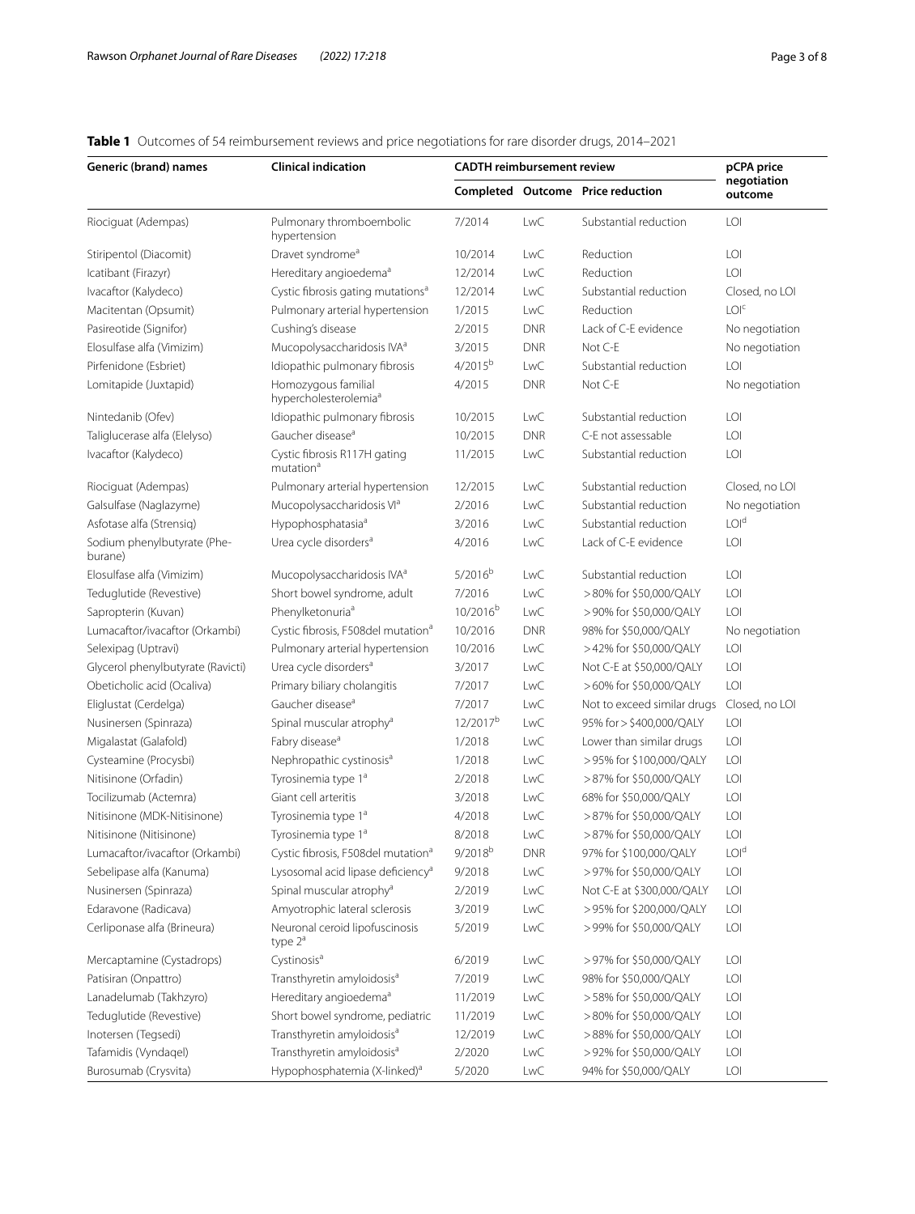**Table 1** Outcomes of 54 reimbursement reviews and price negotiations for rare disorder drugs, 2014–2021

| Generic (brand) names | Clinical indication | CADTH reimbursement review | | | pCPA price negotiation outcome |
|---|---|---|---|---|---|
| | | Completed | Outcome | Price reduction | |
| Riociguat (Adempas) | Pulmonary thromboembolic hypertension | 7/2014 | LwC | Substantial reduction | LOI |
| Stiripentol (Diacomit) | Dravet syndrome[a] | 10/2014 | LwC | Reduction | LOI |
| Icatibant (Firazyr) | Hereditary angioedema[a] | 12/2014 | LwC | Reduction | LOI |
| Ivacaftor (Kalydeco) | Cystic fibrosis gating mutations[a] | 12/2014 | LwC | Substantial reduction | Closed, no LOI |
| Macitentan (Opsumit) | Pulmonary arterial hypertension | 1/2015 | LwC | Reduction | LOI[c] |
| Pasireotide (Signifor) | Cushing's disease | 2/2015 | DNR | Lack of C-E evidence | No negotiation |
| Elosulfase alfa (Vimizim) | Mucopolysaccharidosis IVA[a] | 3/2015 | DNR | Not C-E | No negotiation |
| Pirfenidone (Esbriet) | Idiopathic pulmonary fibrosis | 4/2015[b] | LwC | Substantial reduction | LOI |
| Lomitapide (Juxtapid) | Homozygous familial hypercholesterolemia[a] | 4/2015 | DNR | Not C-E | No negotiation |
| Nintedanib (Ofev) | Idiopathic pulmonary fibrosis | 10/2015 | LwC | Substantial reduction | LOI |
| Taliglucerase alfa (Elelyso) | Gaucher disease[a] | 10/2015 | DNR | C-E not assessable | LOI |
| Ivacaftor (Kalydeco) | Cystic fibrosis R117H gating mutation[a] | 11/2015 | LwC | Substantial reduction | LOI |
| Riociguat (Adempas) | Pulmonary arterial hypertension | 12/2015 | LwC | Substantial reduction | Closed, no LOI |
| Galsulfase (Naglazyme) | Mucopolysaccharidosis VI[a] | 2/2016 | LwC | Substantial reduction | No negotiation |
| Asfotase alfa (Strensiq) | Hypophosphatasia[a] | 3/2016 | LwC | Substantial reduction | LOI[d] |
| Sodium phenylbutyrate (Pheburane) | Urea cycle disorders[a] | 4/2016 | LwC | Lack of C-E evidence | LOI |
| Elosulfase alfa (Vimizim) | Mucopolysaccharidosis IVA[a] | 5/2016[b] | LwC | Substantial reduction | LOI |
| Teduglutide (Revestive) | Short bowel syndrome, adult | 7/2016 | LwC | >80% for $50,000/QALY | LOI |
| Sapropterin (Kuvan) | Phenylketonuria[a] | 10/2016[b] | LwC | >90% for $50,000/QALY | LOI |
| Lumacaftor/ivacaftor (Orkambi) | Cystic fibrosis, F508del mutation[a] | 10/2016 | DNR | 98% for $50,000/QALY | No negotiation |
| Selexipag (Uptravi) | Pulmonary arterial hypertension | 10/2016 | LwC | >42% for $50,000/QALY | LOI |
| Glycerol phenylbutyrate (Ravicti) | Urea cycle disorders[a] | 3/2017 | LwC | Not C-E at $50,000/QALY | LOI |
| Obeticholic acid (Ocaliva) | Primary biliary cholangitis | 7/2017 | LwC | >60% for $50,000/QALY | LOI |
| Eliglustat (Cerdelga) | Gaucher disease[a] | 7/2017 | LwC | Not to exceed similar drugs | Closed, no LOI |
| Nusinersen (Spinraza) | Spinal muscular atrophy[a] | 12/2017[b] | LwC | 95% for > $400,000/QALY | LOI |
| Migalastat (Galafold) | Fabry disease[a] | 1/2018 | LwC | Lower than similar drugs | LOI |
| Cysteamine (Procysbi) | Nephropathic cystinosis[a] | 1/2018 | LwC | >95% for $100,000/QALY | LOI |
| Nitisinone (Orfadin) | Tyrosinemia type 1[a] | 2/2018 | LwC | >87% for $50,000/QALY | LOI |
| Tocilizumab (Actemra) | Giant cell arteritis | 3/2018 | LwC | 68% for $50,000/QALY | LOI |
| Nitisinone (MDK-Nitisinone) | Tyrosinemia type 1[a] | 4/2018 | LwC | >87% for $50,000/QALY | LOI |
| Nitisinone (Nitisinone) | Tyrosinemia type 1[a] | 8/2018 | LwC | >87% for $50,000/QALY | LOI |
| Lumacaftor/ivacaftor (Orkambi) | Cystic fibrosis, F508del mutation[a] | 9/2018[b] | DNR | 97% for $100,000/QALY | LOI[d] |
| Sebelipase alfa (Kanuma) | Lysosomal acid lipase deficiency[a] | 9/2018 | LwC | >97% for $50,000/QALY | LOI |
| Nusinersen (Spinraza) | Spinal muscular atrophy[a] | 2/2019 | LwC | Not C-E at $300,000/QALY | LOI |
| Edaravone (Radicava) | Amyotrophic lateral sclerosis | 3/2019 | LwC | >95% for $200,000/QALY | LOI |
| Cerliponase alfa (Brineura) | Neuronal ceroid lipofuscinosis type 2[a] | 5/2019 | LwC | >99% for $50,000/QALY | LOI |
| Mercaptamine (Cystadrops) | Cystinosis[a] | 6/2019 | LwC | >97% for $50,000/QALY | LOI |
| Patisiran (Onpattro) | Transthyretin amyloidosis[a] | 7/2019 | LwC | 98% for $50,000/QALY | LOI |
| Lanadelumab (Takhzyro) | Hereditary angioedema[a] | 11/2019 | LwC | >58% for $50,000/QALY | LOI |
| Teduglutide (Revestive) | Short bowel syndrome, pediatric | 11/2019 | LwC | >80% for $50,000/QALY | LOI |
| Inotersen (Tegsedi) | Transthyretin amyloidosis[a] | 12/2019 | LwC | >88% for $50,000/QALY | LOI |
| Tafamidis (Vyndaqel) | Transthyretin amyloidosis[a] | 2/2020 | LwC | >92% for $50,000/QALY | LOI |
| Burosumab (Crysvita) | Hypophosphatemia (X-linked)[a] | 5/2020 | LwC | 94% for $50,000/QALY | LOI |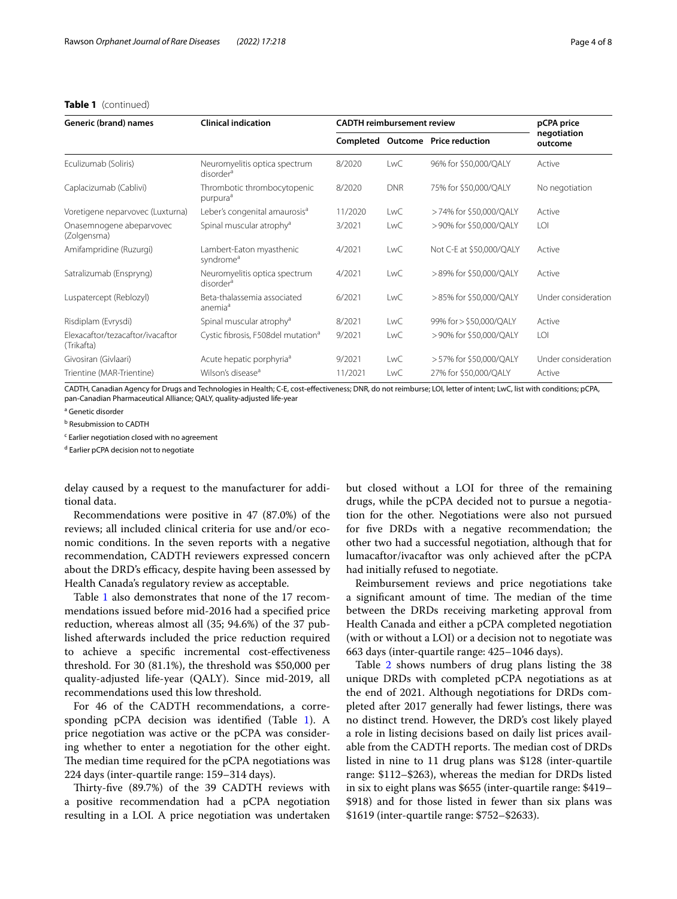**Table 1** (continued)

| Generic (brand) names | Clinical indication | CADTH reimbursement review | | | pCPA price negotiation outcome |
|---|---|---|---|---|---|
| | | Completed | Outcome | Price reduction | |
| Eculizumab (Soliris) | Neuromyelitis optica spectrum disorder[a] | 8/2020 | LwC | 96% for $50,000/QALY | Active |
| Caplacizumab (Cablivi) | Thrombotic thrombocytopenic purpura[a] | 8/2020 | DNR | 75% for $50,000/QALY | No negotiation |
| Voretigene neparvovec (Luxturna) | Leber's congenital amaurosis[a] | 11/2020 | LwC | >74% for $50,000/QALY | Active |
| Onasemnogene abeparvovec (Zolgensma) | Spinal muscular atrophy[a] | 3/2021 | LwC | >90% for $50,000/QALY | LOI |
| Amifampridine (Ruzurgi) | Lambert-Eaton myasthenic syndrome[a] | 4/2021 | LwC | Not C-E at $50,000/QALY | Active |
| Satralizumab (Enspryng) | Neuromyelitis optica spectrum disorder[a] | 4/2021 | LwC | >89% for $50,000/QALY | Active |
| Luspatercept (Reblozyl) | Beta-thalassemia associated anemia[a] | 6/2021 | LwC | >85% for $50,000/QALY | Under consideration |
| Risdiplam (Evrysdi) | Spinal muscular atrophy[a] | 8/2021 | LwC | 99% for > $50,000/QALY | Active |
| Elexacaftor/tezacaftor/ivacaftor (Trikafta) | Cystic fibrosis, F508del mutation[a] | 9/2021 | LwC | >90% for $50,000/QALY | LOI |
| Givosiran (Givlaari) | Acute hepatic porphyria[a] | 9/2021 | LwC | >57% for $50,000/QALY | Under consideration |
| Trientine (MAR-Trientine) | Wilson's disease[a] | 11/2021 | LwC | 27% for $50,000/QALY | Active |

CADTH, Canadian Agency for Drugs and Technologies in Health; C-E, cost-effectiveness; DNR, do not reimburse; LOI, letter of intent; LwC, list with conditions; pCPA, pan-Canadian Pharmaceutical Alliance; QALY, quality-adjusted life-year

[a] Genetic disorder

[b] Resubmission to CADTH

[c] Earlier negotiation closed with no agreement

[d] Earlier pCPA decision not to negotiate

delay caused by a request to the manufacturer for additional data.

Recommendations were positive in 47 (87.0%) of the reviews; all included clinical criteria for use and/or economic conditions. In the seven reports with a negative recommendation, CADTH reviewers expressed concern about the DRD's efficacy, despite having been assessed by Health Canada's regulatory review as acceptable.

Table 1 also demonstrates that none of the 17 recommendations issued before mid-2016 had a specified price reduction, whereas almost all (35; 94.6%) of the 37 published afterwards included the price reduction required to achieve a specific incremental cost-effectiveness threshold. For 30 (81.1%), the threshold was $50,000 per quality-adjusted life-year (QALY). Since mid-2019, all recommendations used this low threshold.

For 46 of the CADTH recommendations, a corresponding pCPA decision was identified (Table 1). A price negotiation was active or the pCPA was considering whether to enter a negotiation for the other eight. The median time required for the pCPA negotiations was 224 days (inter-quartile range: 159–314 days).

Thirty-five (89.7%) of the 39 CADTH reviews with a positive recommendation had a pCPA negotiation resulting in a LOI. A price negotiation was undertaken but closed without a LOI for three of the remaining drugs, while the pCPA decided not to pursue a negotiation for the other. Negotiations were also not pursued for five DRDs with a negative recommendation; the other two had a successful negotiation, although that for lumacaftor/ivacaftor was only achieved after the pCPA had initially refused to negotiate.

Reimbursement reviews and price negotiations take a significant amount of time. The median of the time between the DRDs receiving marketing approval from Health Canada and either a pCPA completed negotiation (with or without a LOI) or a decision not to negotiate was 663 days (inter-quartile range: 425–1046 days).

Table 2 shows numbers of drug plans listing the 38 unique DRDs with completed pCPA negotiations as at the end of 2021. Although negotiations for DRDs completed after 2017 generally had fewer listings, there was no distinct trend. However, the DRD's cost likely played a role in listing decisions based on daily list prices available from the CADTH reports. The median cost of DRDs listed in nine to 11 drug plans was $128 (inter-quartile range: $112–$263), whereas the median for DRDs listed in six to eight plans was $655 (inter-quartile range: $419–$918) and for those listed in fewer than six plans was $1619 (inter-quartile range: $752–$2633).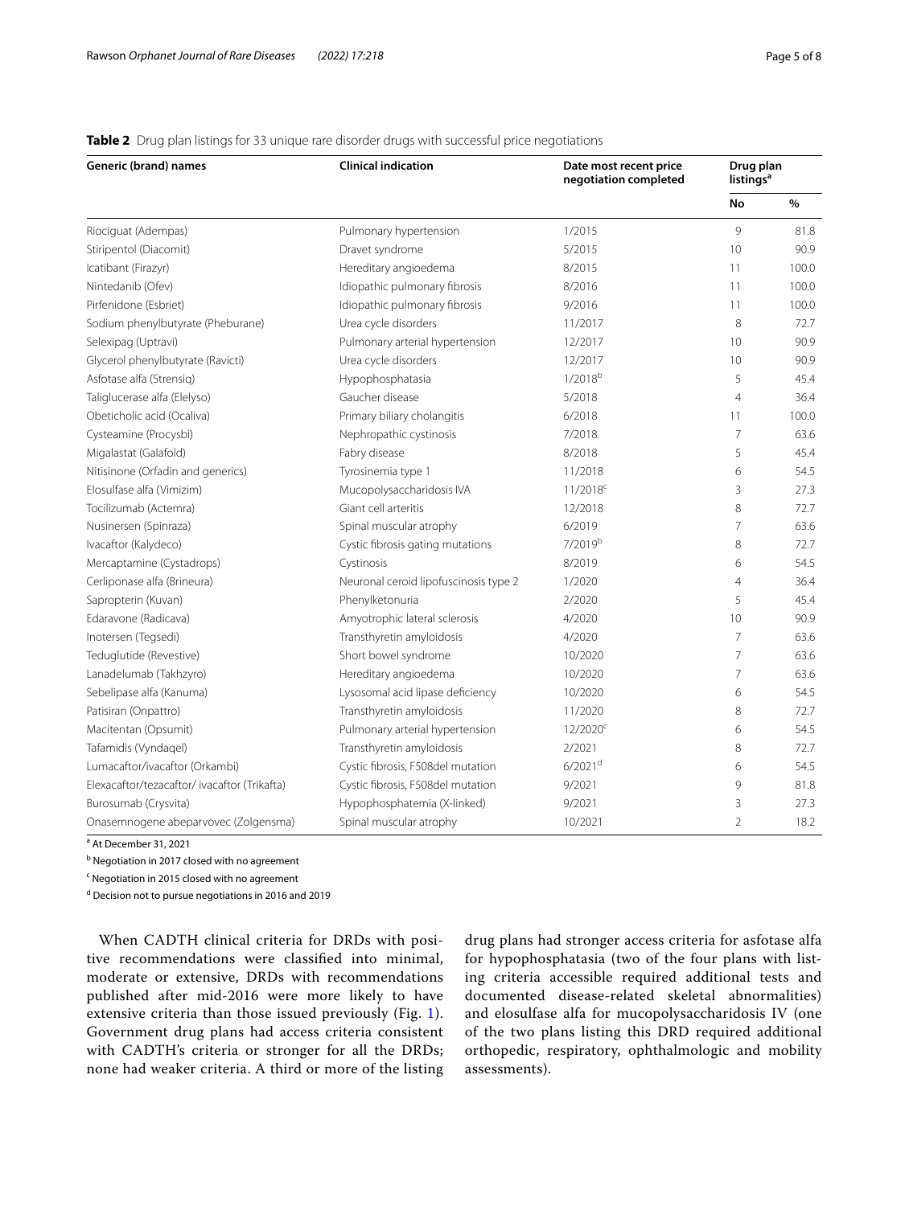**Table 2** Drug plan listings for 33 unique rare disorder drugs with successful price negotiations

| Generic (brand) names | Clinical indication | Date most recent price negotiation completed | Drug plan listings[a] | |
|---|---|---|---|---|
| | | | No | % |
| Riociguat (Adempas) | Pulmonary hypertension | 1/2015 | 9 | 81.8 |
| Stiripentol (Diacomit) | Dravet syndrome | 5/2015 | 10 | 90.9 |
| Icatibant (Firazyr) | Hereditary angioedema | 8/2015 | 11 | 100.0 |
| Nintedanib (Ofev) | Idiopathic pulmonary fibrosis | 8/2016 | 11 | 100.0 |
| Pirfenidone (Esbriet) | Idiopathic pulmonary fibrosis | 9/2016 | 11 | 100.0 |
| Sodium phenylbutyrate (Pheburane) | Urea cycle disorders | 11/2017 | 8 | 72.7 |
| Selexipag (Uptravi) | Pulmonary arterial hypertension | 12/2017 | 10 | 90.9 |
| Glycerol phenylbutyrate (Ravicti) | Urea cycle disorders | 12/2017 | 10 | 90.9 |
| Asfotase alfa (Strensiq) | Hypophosphatasia | 1/2018[b] | 5 | 45.4 |
| Taliglucerase alfa (Elelyso) | Gaucher disease | 5/2018 | 4 | 36.4 |
| Obeticholic acid (Ocaliva) | Primary biliary cholangitis | 6/2018 | 11 | 100.0 |
| Cysteamine (Procysbi) | Nephropathic cystinosis | 7/2018 | 7 | 63.6 |
| Migalastat (Galafold) | Fabry disease | 8/2018 | 5 | 45.4 |
| Nitisinone (Orfadin and generics) | Tyrosinemia type 1 | 11/2018 | 6 | 54.5 |
| Elosulfase alfa (Vimizim) | Mucopolysaccharidosis IVA | 11/2018[c] | 3 | 27.3 |
| Tocilizumab (Actemra) | Giant cell arteritis | 12/2018 | 8 | 72.7 |
| Nusinersen (Spinraza) | Spinal muscular atrophy | 6/2019 | 7 | 63.6 |
| Ivacaftor (Kalydeco) | Cystic fibrosis gating mutations | 7/2019[b] | 8 | 72.7 |
| Mercaptamine (Cystadrops) | Cystinosis | 8/2019 | 6 | 54.5 |
| Cerliponase alfa (Brineura) | Neuronal ceroid lipofuscinosis type 2 | 1/2020 | 4 | 36.4 |
| Sapropterin (Kuvan) | Phenylketonuria | 2/2020 | 5 | 45.4 |
| Edaravone (Radicava) | Amyotrophic lateral sclerosis | 4/2020 | 10 | 90.9 |
| Inotersen (Tegsedi) | Transthyretin amyloidosis | 4/2020 | 7 | 63.6 |
| Teduglutide (Revestive) | Short bowel syndrome | 10/2020 | 7 | 63.6 |
| Lanadelumab (Takhzyro) | Hereditary angioedema | 10/2020 | 7 | 63.6 |
| Sebelipase alfa (Kanuma) | Lysosomal acid lipase deficiency | 10/2020 | 6 | 54.5 |
| Patisiran (Onpattro) | Transthyretin amyloidosis | 11/2020 | 8 | 72.7 |
| Macitentan (Opsumit) | Pulmonary arterial hypertension | 12/2020[c] | 6 | 54.5 |
| Tafamidis (Vyndaqel) | Transthyretin amyloidosis | 2/2021 | 8 | 72.7 |
| Lumacaftor/ivacaftor (Orkambi) | Cystic fibrosis, F508del mutation | 6/2021[d] | 6 | 54.5 |
| Elexacaftor/tezacaftor/ ivacaftor (Trikafta) | Cystic fibrosis, F508del mutation | 9/2021 | 9 | 81.8 |
| Burosumab (Crysvita) | Hypophosphatemia (X-linked) | 9/2021 | 3 | 27.3 |
| Onasemnogene abeparvovec (Zolgensma) | Spinal muscular atrophy | 10/2021 | 2 | 18.2 |

[a] At December 31, 2021

[b] Negotiation in 2017 closed with no agreement

[c] Negotiation in 2015 closed with no agreement

[d] Decision not to pursue negotiations in 2016 and 2019

When CADTH clinical criteria for DRDs with positive recommendations were classified into minimal, moderate or extensive, DRDs with recommendations published after mid-2016 were more likely to have extensive criteria than those issued previously (Fig. 1). Government drug plans had access criteria consistent with CADTH's criteria or stronger for all the DRDs; none had weaker criteria. A third or more of the listing drug plans had stronger access criteria for asfotase alfa for hypophosphatasia (two of the four plans with listing criteria accessible required additional tests and documented disease-related skeletal abnormalities) and elosulfase alfa for mucopolysaccharidosis IV (one of the two plans listing this DRD required additional orthopedic, respiratory, ophthalmologic and mobility assessments).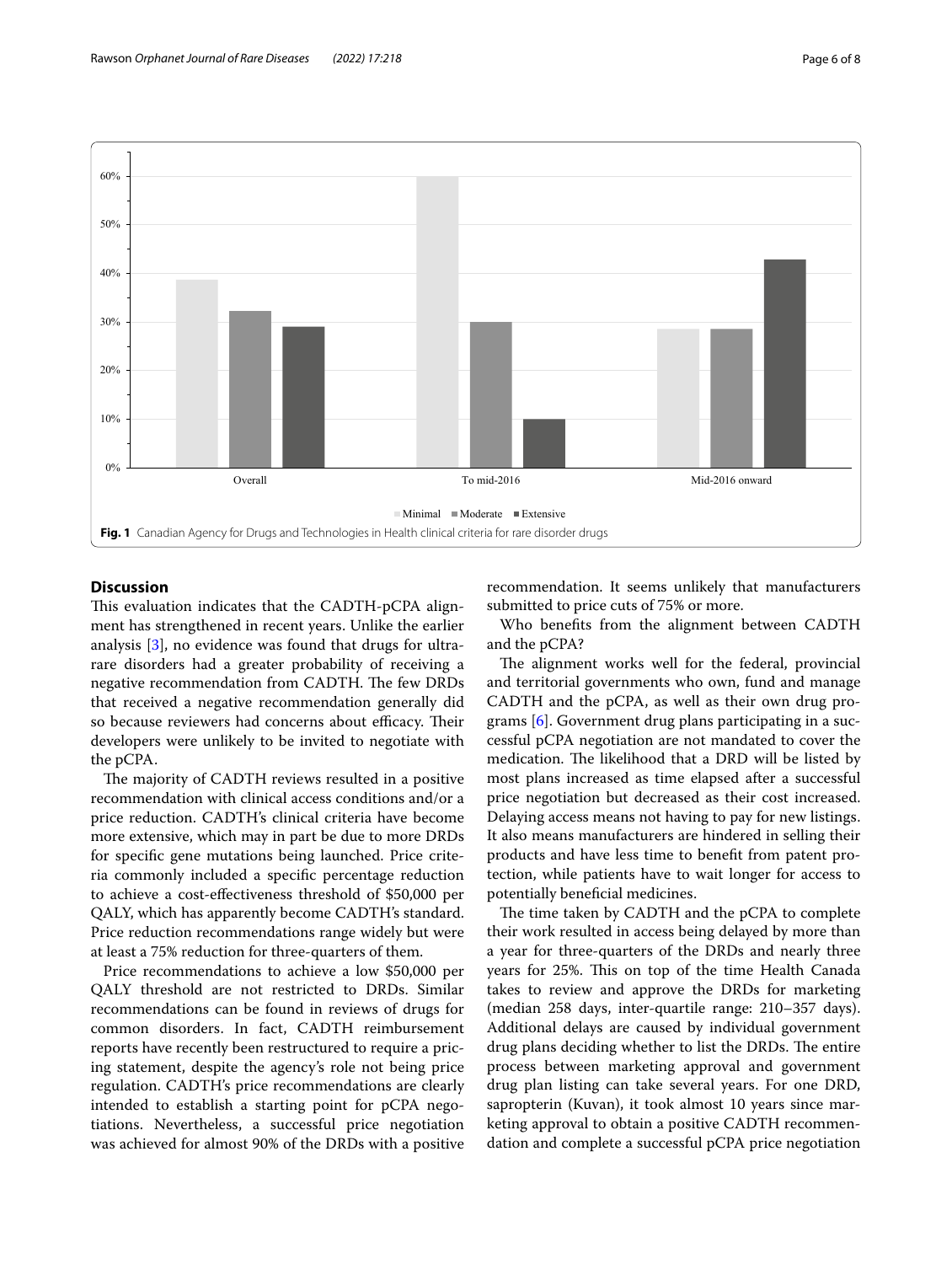Fig. 1 Canadian Agency for Drugs and Technologies in Health clinical criteria for rare disorder drugs

## Discussion

This evaluation indicates that the CADTH-pCPA alignment has strengthened in recent years. Unlike the earlier analysis [3], no evidence was found that drugs for ultra-rare disorders had a greater probability of receiving a negative recommendation from CADTH. The few DRDs that received a negative recommendation generally did so because reviewers had concerns about efficacy. Their developers were unlikely to be invited to negotiate with the pCPA.

The majority of CADTH reviews resulted in a positive recommendation with clinical access conditions and/or a price reduction. CADTH's clinical criteria have become more extensive, which may in part be due to more DRDs for specific gene mutations being launched. Price criteria commonly included a specific percentage reduction to achieve a cost-effectiveness threshold of $50,000 per QALY, which has apparently become CADTH's standard. Price reduction recommendations range widely but were at least a 75% reduction for three-quarters of them.

Price recommendations to achieve a low $50,000 per QALY threshold are not restricted to DRDs. Similar recommendations can be found in reviews of drugs for common disorders. In fact, CADTH reimbursement reports have recently been restructured to require a pricing statement, despite the agency's role not being price regulation. CADTH's price recommendations are clearly intended to establish a starting point for pCPA negotiations. Nevertheless, a successful price negotiation was achieved for almost 90% of the DRDs with a positive recommendation. It seems unlikely that manufacturers submitted to price cuts of 75% or more.

Who benefits from the alignment between CADTH and the pCPA?

The alignment works well for the federal, provincial and territorial governments who own, fund and manage CADTH and the pCPA, as well as their own drug programs [6]. Government drug plans participating in a successful pCPA negotiation are not mandated to cover the medication. The likelihood that a DRD will be listed by most plans increased as time elapsed after a successful price negotiation but decreased as their cost increased. Delaying access means not having to pay for new listings. It also means manufacturers are hindered in selling their products and have less time to benefit from patent protection, while patients have to wait longer for access to potentially beneficial medicines.

The time taken by CADTH and the pCPA to complete their work resulted in access being delayed by more than a year for three-quarters of the DRDs and nearly three years for 25%. This on top of the time Health Canada takes to review and approve the DRDs for marketing (median 258 days, inter-quartile range: 210–357 days). Additional delays are caused by individual government drug plans deciding whether to list the DRDs. The entire process between marketing approval and government drug plan listing can take several years. For one DRD, sapropterin (Kuvan), it took almost 10 years since marketing approval to obtain a positive CADTH recommendation and complete a successful pCPA price negotiation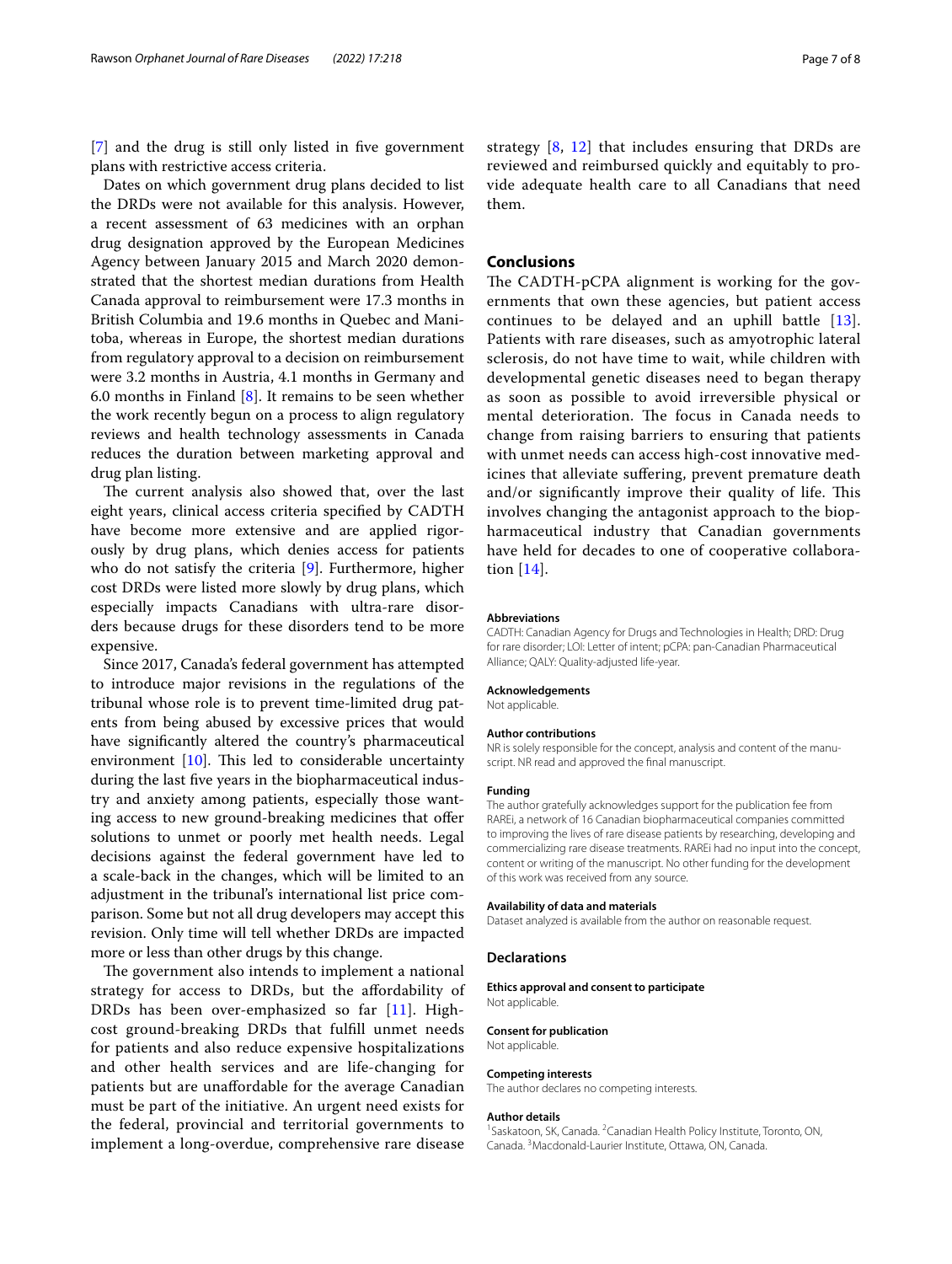[7] and the drug is still only listed in five government plans with restrictive access criteria.

Dates on which government drug plans decided to list the DRDs were not available for this analysis. However, a recent assessment of 63 medicines with an orphan drug designation approved by the European Medicines Agency between January 2015 and March 2020 demonstrated that the shortest median durations from Health Canada approval to reimbursement were 17.3 months in British Columbia and 19.6 months in Quebec and Manitoba, whereas in Europe, the shortest median durations from regulatory approval to a decision on reimbursement were 3.2 months in Austria, 4.1 months in Germany and 6.0 months in Finland [8]. It remains to be seen whether the work recently begun on a process to align regulatory reviews and health technology assessments in Canada reduces the duration between marketing approval and drug plan listing.

The current analysis also showed that, over the last eight years, clinical access criteria specified by CADTH have become more extensive and are applied rigorously by drug plans, which denies access for patients who do not satisfy the criteria [9]. Furthermore, higher cost DRDs were listed more slowly by drug plans, which especially impacts Canadians with ultra-rare disorders because drugs for these disorders tend to be more expensive.

Since 2017, Canada's federal government has attempted to introduce major revisions in the regulations of the tribunal whose role is to prevent time-limited drug patents from being abused by excessive prices that would have significantly altered the country's pharmaceutical environment [10]. This led to considerable uncertainty during the last five years in the biopharmaceutical industry and anxiety among patients, especially those wanting access to new ground-breaking medicines that offer solutions to unmet or poorly met health needs. Legal decisions against the federal government have led to a scale-back in the changes, which will be limited to an adjustment in the tribunal's international list price comparison. Some but not all drug developers may accept this revision. Only time will tell whether DRDs are impacted more or less than other drugs by this change.

The government also intends to implement a national strategy for access to DRDs, but the affordability of DRDs has been over-emphasized so far [11]. High-cost ground-breaking DRDs that fulfill unmet needs for patients and also reduce expensive hospitalizations and other health services and are life-changing for patients but are unaffordable for the average Canadian must be part of the initiative. An urgent need exists for the federal, provincial and territorial governments to implement a long-overdue, comprehensive rare disease strategy [8, 12] that includes ensuring that DRDs are reviewed and reimbursed quickly and equitably to provide adequate health care to all Canadians that need them.

## Conclusions

The CADTH-pCPA alignment is working for the governments that own these agencies, but patient access continues to be delayed and an uphill battle [13]. Patients with rare diseases, such as amyotrophic lateral sclerosis, do not have time to wait, while children with developmental genetic diseases need to began therapy as soon as possible to avoid irreversible physical or mental deterioration. The focus in Canada needs to change from raising barriers to ensuring that patients with unmet needs can access high-cost innovative medicines that alleviate suffering, prevent premature death and/or significantly improve their quality of life. This involves changing the antagonist approach to the biopharmaceutical industry that Canadian governments have held for decades to one of cooperative collaboration [14].

#### Abbreviations

CADTH: Canadian Agency for Drugs and Technologies in Health; DRD: Drug for rare disorder; LOI: Letter of intent; pCPA: pan-Canadian Pharmaceutical Alliance; QALY: Quality-adjusted life-year.

#### Acknowledgements

Not applicable.

#### Author contributions

NR is solely responsible for the concept, analysis and content of the manuscript. NR read and approved the final manuscript.

#### Funding

The author gratefully acknowledges support for the publication fee from RAREi, a network of 16 Canadian biopharmaceutical companies committed to improving the lives of rare disease patients by researching, developing and commercializing rare disease treatments. RAREi had no input into the concept, content or writing of the manuscript. No other funding for the development of this work was received from any source.

#### Availability of data and materials

Dataset analyzed is available from the author on reasonable request.

### Declarations

#### Ethics approval and consent to participate

Not applicable.

#### Consent for publication

Not applicable.

#### Competing interests

The author declares no competing interests.

#### Author details

[1] Saskatoon, SK, Canada. [2] Canadian Health Policy Institute, Toronto, ON, Canada. [3] Macdonald-Laurier Institute, Ottawa, ON, Canada.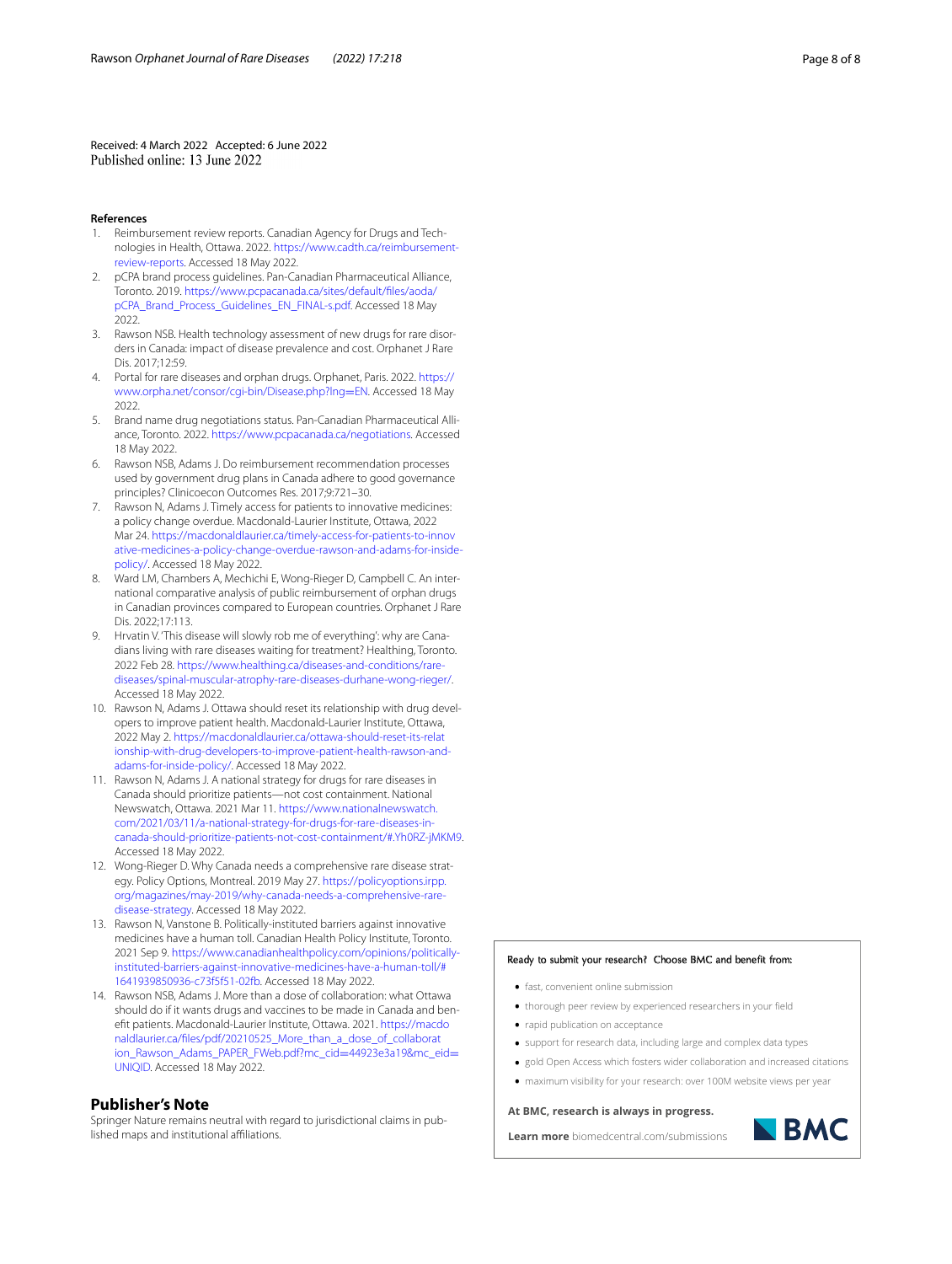Received: 4 March 2022 Accepted: 6 June 2022
Published online: 13 June 2022

### References

1. Reimbursement review reports. Canadian Agency for Drugs and Technologies in Health, Ottawa. 2022. https://www.cadth.ca/reimbursement-review-reports. Accessed 18 May 2022.
2. pCPA brand process guidelines. Pan-Canadian Pharmaceutical Alliance, Toronto. 2019. https://www.pcpacanada.ca/sites/default/files/aoda/pCPA_Brand_Process_Guidelines_EN_FINAL-s.pdf. Accessed 18 May 2022.
3. Rawson NSB. Health technology assessment of new drugs for rare disorders in Canada: impact of disease prevalence and cost. Orphanet J Rare Dis. 2017;12:59.
4. Portal for rare diseases and orphan drugs. Orphanet, Paris. 2022. https://www.orpha.net/consor/cgi-bin/Disease.php?lng=EN. Accessed 18 May 2022.
5. Brand name drug negotiations status. Pan-Canadian Pharmaceutical Alliance, Toronto. 2022. https://www.pcpacanada.ca/negotiations. Accessed 18 May 2022.
6. Rawson NSB, Adams J. Do reimbursement recommendation processes used by government drug plans in Canada adhere to good governance principles? Clinicoecon Outcomes Res. 2017;9:721–30.
7. Rawson N, Adams J. Timely access for patients to innovative medicines: a policy change overdue. Macdonald-Laurier Institute, Ottawa, 2022 Mar 24. https://macdonaldlaurier.ca/timely-access-for-patients-to-innovative-medicines-a-policy-change-overdue-rawson-and-adams-for-inside-policy/. Accessed 18 May 2022.
8. Ward LM, Chambers A, Mechichi E, Wong-Rieger D, Campbell C. An international comparative analysis of public reimbursement of orphan drugs in Canadian provinces compared to European countries. Orphanet J Rare Dis. 2022;17:113.
9. Hrvatin V. 'This disease will slowly rob me of everything': why are Canadians living with rare diseases waiting for treatment? Healthing, Toronto. 2022 Feb 28. https://www.healthing.ca/diseases-and-conditions/rare-diseases/spinal-muscular-atrophy-rare-diseases-durhane-wong-rieger/. Accessed 18 May 2022.
10. Rawson N, Adams J. Ottawa should reset its relationship with drug developers to improve patient health. Macdonald-Laurier Institute, Ottawa, 2022 May 2. https://macdonaldlaurier.ca/ottawa-should-reset-its-relationship-with-drug-developers-to-improve-patient-health-rawson-and-adams-for-inside-policy/. Accessed 18 May 2022.
11. Rawson N, Adams J. A national strategy for drugs for rare diseases in Canada should prioritize patients—not cost containment. National Newswatch, Ottawa. 2021 Mar 11. https://www.nationalnewswatch.com/2021/03/11/a-national-strategy-for-drugs-for-rare-diseases-in-canada-should-prioritize-patients-not-cost-containment/#.Yh0RZ-jMKM9. Accessed 18 May 2022.
12. Wong-Rieger D. Why Canada needs a comprehensive rare disease strategy. Policy Options, Montreal. 2019 May 27. https://policyoptions.irpp.org/magazines/may-2019/why-canada-needs-a-comprehensive-rare-disease-strategy. Accessed 18 May 2022.
13. Rawson N, Vanstone B. Politically-instituted barriers against innovative medicines have a human toll. Canadian Health Policy Institute, Toronto. 2021 Sep 9. https://www.canadianhealthpolicy.com/opinions/politically-instituted-barriers-against-innovative-medicines-have-a-human-toll/#1641939850936-c73f5f51-02fb. Accessed 18 May 2022.
14. Rawson NSB, Adams J. More than a dose of collaboration: what Ottawa should do if it wants drugs and vaccines to be made in Canada and benefit patients. Macdonald-Laurier Institute, Ottawa. 2021. https://macdonaldlaurier.ca/files/pdf/20210525_More_than_a_dose_of_collaboration_Rawson_Adams_PAPER_FWeb.pdf?mc_cid=44923e3a19&mc_eid=UNIQID. Accessed 18 May 2022.

## Publisher's Note

Springer Nature remains neutral with regard to jurisdictional claims in published maps and institutional affiliations.

Ready to submit your research? Choose BMC and benefit from:

- fast, convenient online submission
- thorough peer review by experienced researchers in your field
- rapid publication on acceptance
- support for research data, including large and complex data types
- gold Open Access which fosters wider collaboration and increased citations
- maximum visibility for your research: over 100M website views per year

**At BMC, research is always in progress.**

**Learn more** biomedcentral.com/submissions

BMC